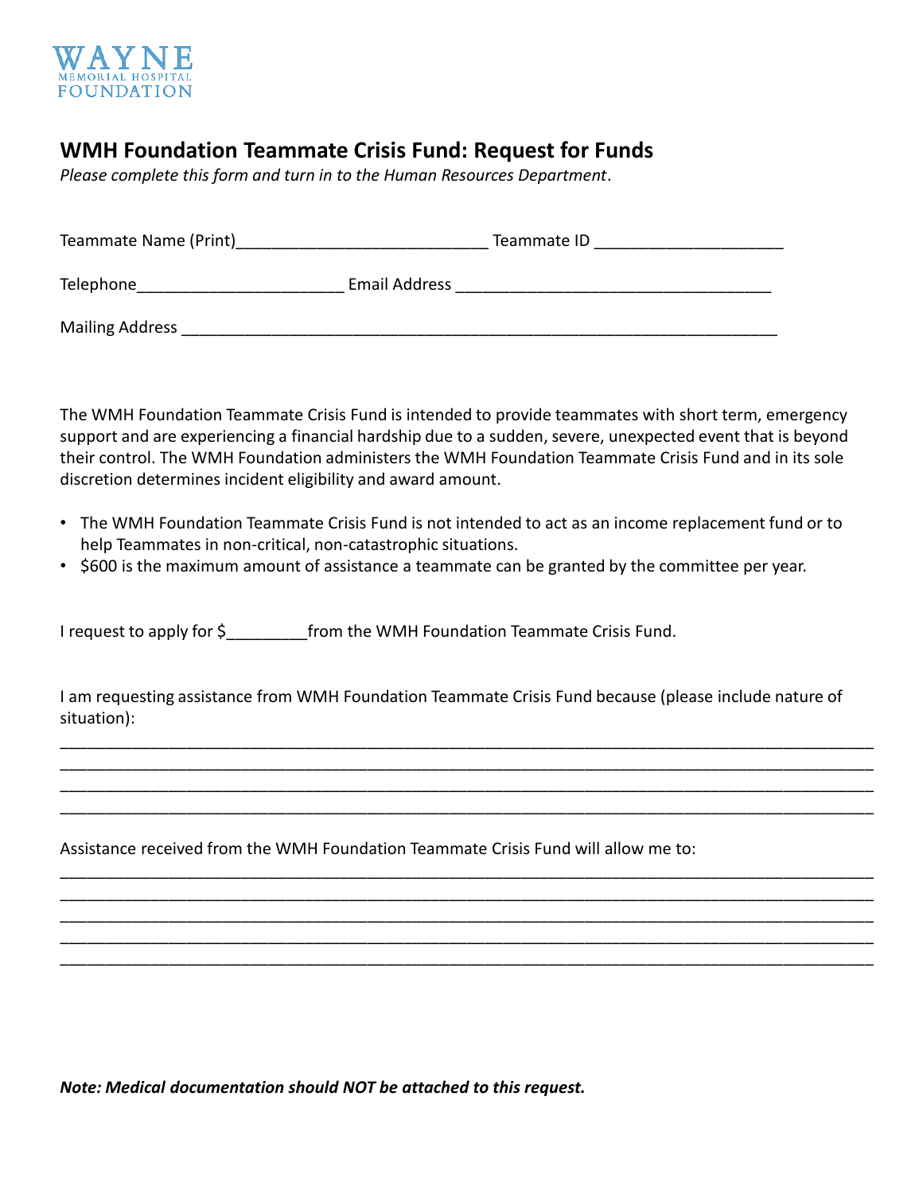WAYNE
MEMORIAL HOSPITAL
FOUNDATION

## WMH Foundation Teammate Crisis Fund: Request for Funds

*Please complete this form and turn in to the Human Resources Department*.

Teammate Name (Print)____________________________ Teammate ID _____________________

Telephone_______________________ Email Address ___________________________________

Mailing Address __________________________________________________________________

The WMH Foundation Teammate Crisis Fund is intended to provide teammates with short term, emergency support and are experiencing a financial hardship due to a sudden, severe, unexpected event that is beyond their control. The WMH Foundation administers the WMH Foundation Teammate Crisis Fund and in its sole discretion determines incident eligibility and award amount.

- The WMH Foundation Teammate Crisis Fund is not intended to act as an income replacement fund or to help Teammates in non-critical, non-catastrophic situations.
- $600 is the maximum amount of assistance a teammate can be granted by the committee per year.

I request to apply for $_________from the WMH Foundation Teammate Crisis Fund.

I am requesting assistance from WMH Foundation Teammate Crisis Fund because (please include nature of situation):

___________________________________________________________________________________________
___________________________________________________________________________________________
___________________________________________________________________________________________
___________________________________________________________________________________________

Assistance received from the WMH Foundation Teammate Crisis Fund will allow me to:

___________________________________________________________________________________________
___________________________________________________________________________________________
___________________________________________________________________________________________
___________________________________________________________________________________________
___________________________________________________________________________________________

***Note: Medical documentation should NOT be attached to this request.***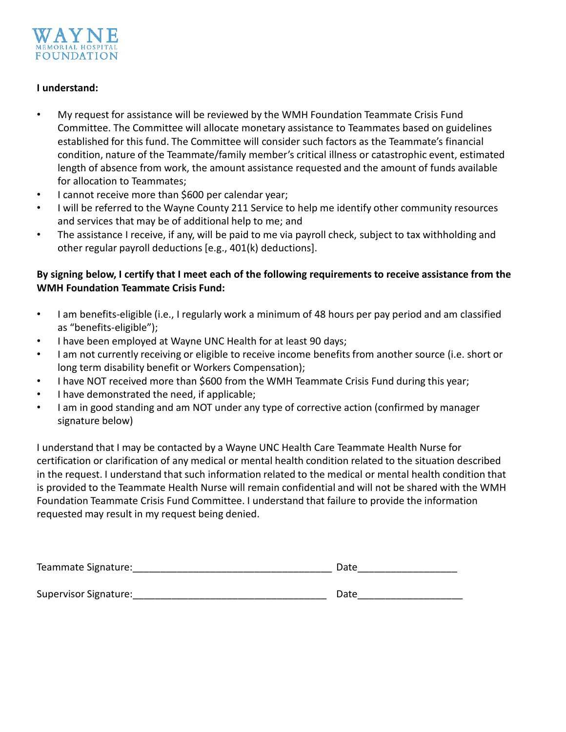WAYNE
MEMORIAL HOSPITAL
FOUNDATION

**I understand:**

- My request for assistance will be reviewed by the WMH Foundation Teammate Crisis Fund Committee. The Committee will allocate monetary assistance to Teammates based on guidelines established for this fund. The Committee will consider such factors as the Teammate's financial condition, nature of the Teammate/family member's critical illness or catastrophic event, estimated length of absence from work, the amount assistance requested and the amount of funds available for allocation to Teammates;
- I cannot receive more than $600 per calendar year;
- I will be referred to the Wayne County 211 Service to help me identify other community resources and services that may be of additional help to me; and
- The assistance I receive, if any, will be paid to me via payroll check, subject to tax withholding and other regular payroll deductions [e.g., 401(k) deductions].

**By signing below, I certify that I meet each of the following requirements to receive assistance from the WMH Foundation Teammate Crisis Fund:**

- I am benefits-eligible (i.e., I regularly work a minimum of 48 hours per pay period and am classified as "benefits-eligible");
- I have been employed at Wayne UNC Health for at least 90 days;
- I am not currently receiving or eligible to receive income benefits from another source (i.e. short or long term disability benefit or Workers Compensation);
- I have NOT received more than $600 from the WMH Teammate Crisis Fund during this year;
- I have demonstrated the need, if applicable;
- I am in good standing and am NOT under any type of corrective action (confirmed by manager signature below)

I understand that I may be contacted by a Wayne UNC Health Care Teammate Health Nurse for certification or clarification of any medical or mental health condition related to the situation described in the request. I understand that such information related to the medical or mental health condition that is provided to the Teammate Health Nurse will remain confidential and will not be shared with the WMH Foundation Teammate Crisis Fund Committee. I understand that failure to provide the information requested may result in my request being denied.

Teammate Signature:___________________________________ Date_________________

Supervisor Signature:__________________________________ Date__________________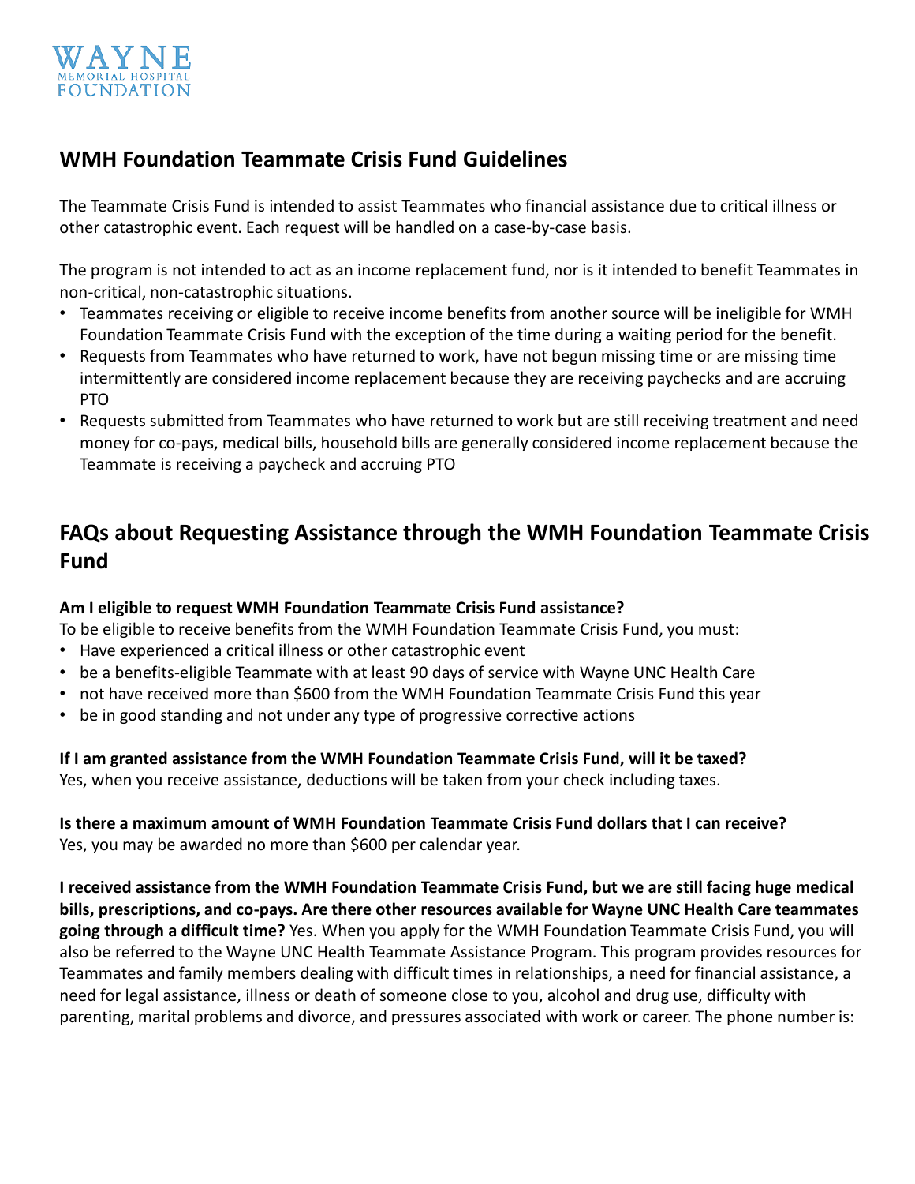WAYNE
MEMORIAL HOSPITAL
FOUNDATION

## WMH Foundation Teammate Crisis Fund Guidelines

The Teammate Crisis Fund is intended to assist Teammates who financial assistance due to critical illness or other catastrophic event. Each request will be handled on a case-by-case basis.

The program is not intended to act as an income replacement fund, nor is it intended to benefit Teammates in non-critical, non-catastrophic situations.

- Teammates receiving or eligible to receive income benefits from another source will be ineligible for WMH Foundation Teammate Crisis Fund with the exception of the time during a waiting period for the benefit.
- Requests from Teammates who have returned to work, have not begun missing time or are missing time intermittently are considered income replacement because they are receiving paychecks and are accruing PTO
- Requests submitted from Teammates who have returned to work but are still receiving treatment and need money for co-pays, medical bills, household bills are generally considered income replacement because the Teammate is receiving a paycheck and accruing PTO

## FAQs about Requesting Assistance through the WMH Foundation Teammate Crisis Fund

**Am I eligible to request WMH Foundation Teammate Crisis Fund assistance?**
To be eligible to receive benefits from the WMH Foundation Teammate Crisis Fund, you must:

- Have experienced a critical illness or other catastrophic event
- be a benefits-eligible Teammate with at least 90 days of service with Wayne UNC Health Care
- not have received more than $600 from the WMH Foundation Teammate Crisis Fund this year
- be in good standing and not under any type of progressive corrective actions

**If I am granted assistance from the WMH Foundation Teammate Crisis Fund, will it be taxed?**
Yes, when you receive assistance, deductions will be taken from your check including taxes.

**Is there a maximum amount of WMH Foundation Teammate Crisis Fund dollars that I can receive?**
Yes, you may be awarded no more than $600 per calendar year.

**I received assistance from the WMH Foundation Teammate Crisis Fund, but we are still facing huge medical bills, prescriptions, and co-pays. Are there other resources available for Wayne UNC Health Care teammates going through a difficult time?** Yes. When you apply for the WMH Foundation Teammate Crisis Fund, you will also be referred to the Wayne UNC Health Teammate Assistance Program. This program provides resources for Teammates and family members dealing with difficult times in relationships, a need for financial assistance, a need for legal assistance, illness or death of someone close to you, alcohol and drug use, difficulty with parenting, marital problems and divorce, and pressures associated with work or career. The phone number is: